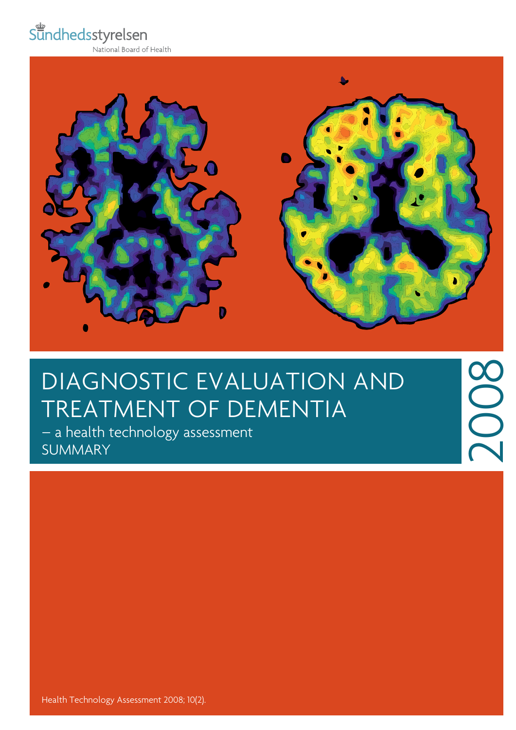Sundhedsstyrelsen

National Board of Health

# DIAGNOSTIC EVALUATION AND TREATMENT OF DEMENTIA

– a health technology assessment

SUMMARY

2008

Health Technology Assessment 2008; 10(2).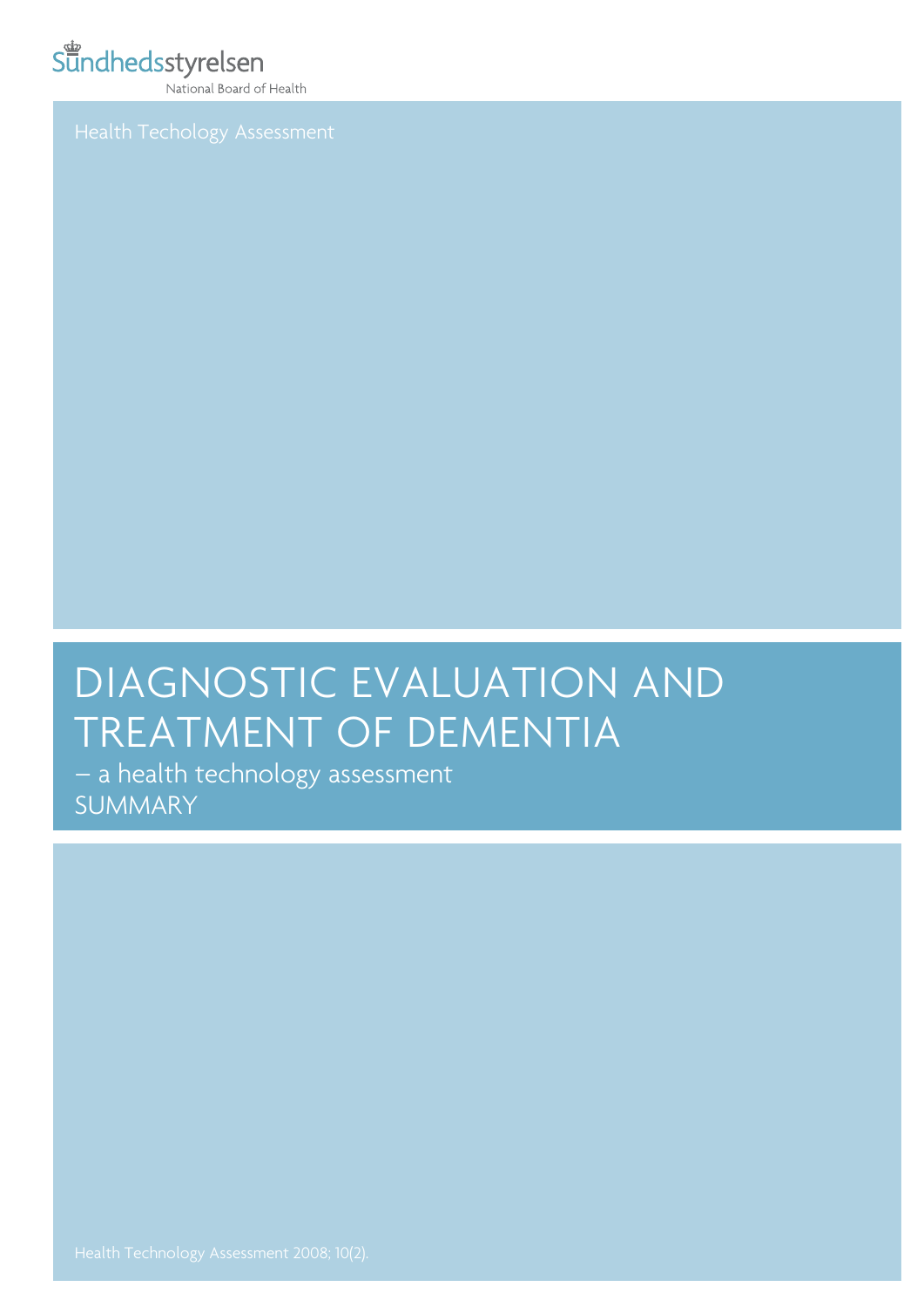Sundhedsstyrelsen

National Board of Health

Health Techology Assessment

# DIAGNOSTIC EVALUATION AND TREATMENT OF DEMENTIA

– a health technology assessment

SUMMARY

Health Technology Assessment 2008; 10(2).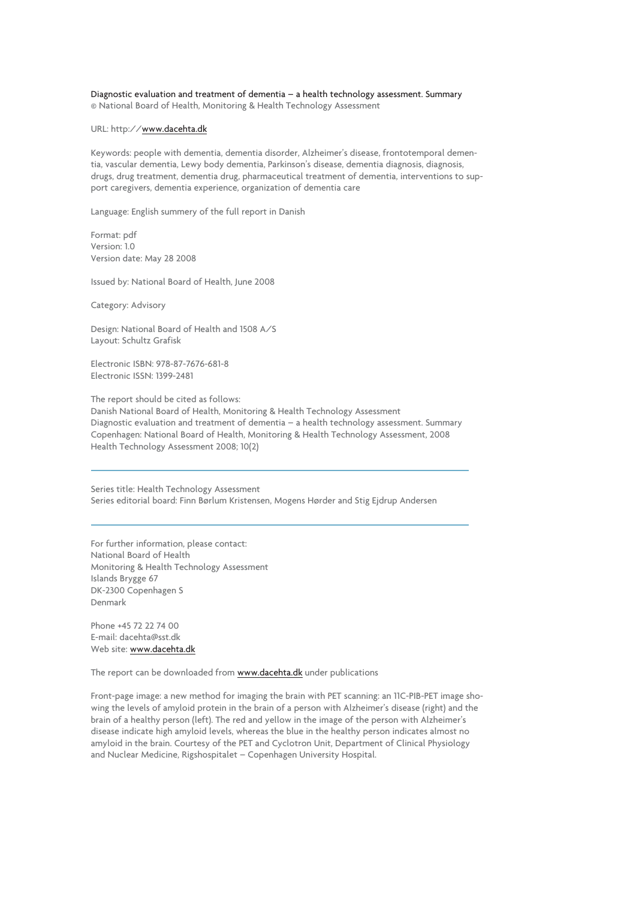Diagnostic evaluation and treatment of dementia – a health technology assessment. Summary
© National Board of Health, Monitoring & Health Technology Assessment

URL: http://www.dacehta.dk

Keywords: people with dementia, dementia disorder, Alzheimer's disease, frontotemporal dementia, vascular dementia, Lewy body dementia, Parkinson's disease, dementia diagnosis, diagnosis, drugs, drug treatment, dementia drug, pharmaceutical treatment of dementia, interventions to support caregivers, dementia experience, organization of dementia care

Language: English summery of the full report in Danish

Format: pdf
Version: 1.0
Version date: May 28 2008

Issued by: National Board of Health, June 2008

Category: Advisory

Design: National Board of Health and 1508 A/S
Layout: Schultz Grafisk

Electronic ISBN: 978-87-7676-681-8
Electronic ISSN: 1399-2481

The report should be cited as follows:
Danish National Board of Health, Monitoring & Health Technology Assessment
Diagnostic evaluation and treatment of dementia – a health technology assessment. Summary
Copenhagen: National Board of Health, Monitoring & Health Technology Assessment, 2008
Health Technology Assessment 2008; 10(2)

---

Series title: Health Technology Assessment
Series editorial board: Finn Børlum Kristensen, Mogens Hørder and Stig Ejdrup Andersen

---

For further information, please contact:
National Board of Health
Monitoring & Health Technology Assessment
Islands Brygge 67
DK-2300 Copenhagen S
Denmark

Phone +45 72 22 74 00
E-mail: dacehta@sst.dk
Web site: www.dacehta.dk

The report can be downloaded from www.dacehta.dk under publications

Front-page image: a new method for imaging the brain with PET scanning: an 11C-PIB-PET image showing the levels of amyloid protein in the brain of a person with Alzheimer's disease (right) and the brain of a healthy person (left). The red and yellow in the image of the person with Alzheimer's disease indicate high amyloid levels, whereas the blue in the healthy person indicates almost no amyloid in the brain. Courtesy of the PET and Cyclotron Unit, Department of Clinical Physiology and Nuclear Medicine, Rigshospitalet – Copenhagen University Hospital.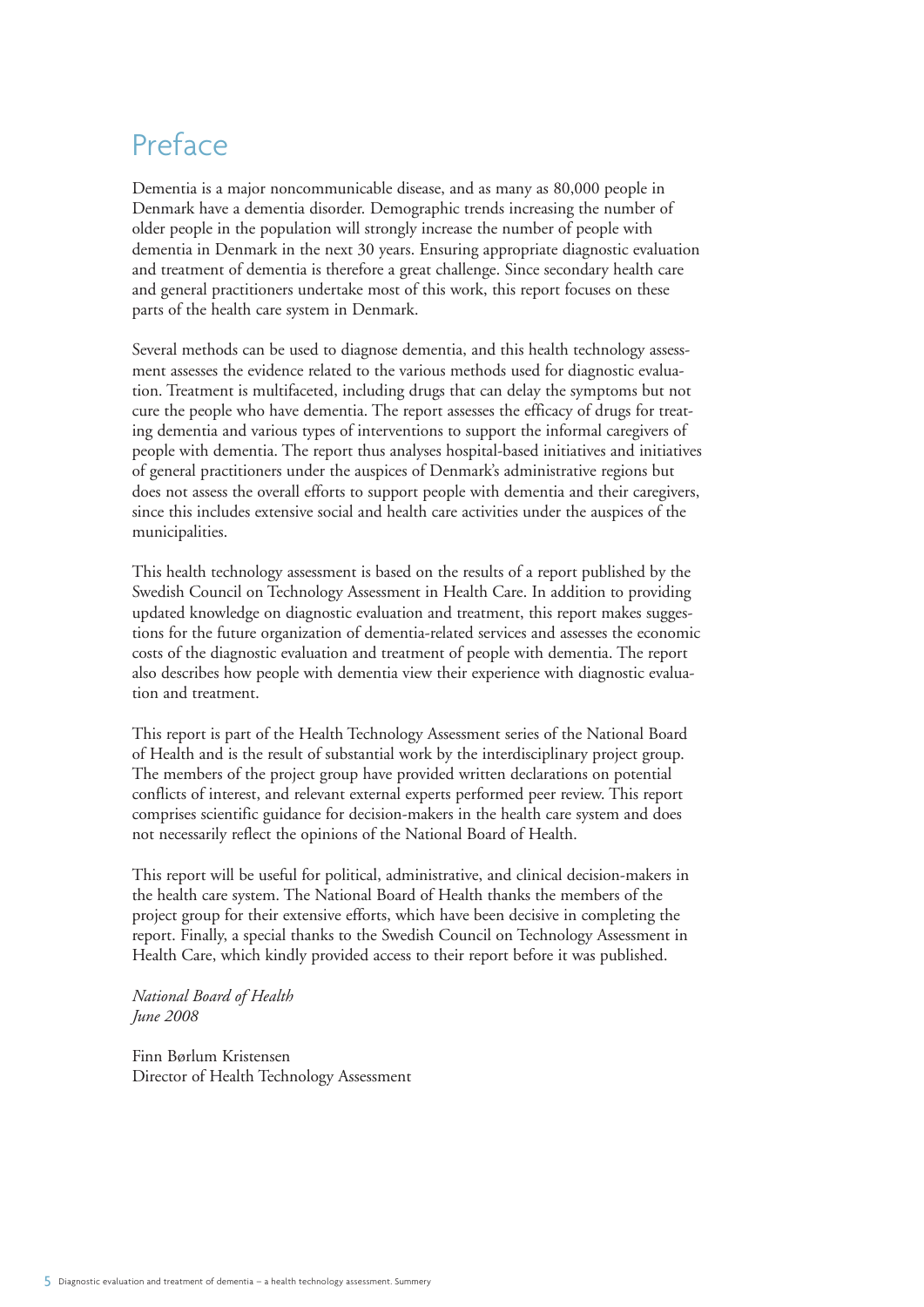# Preface

Dementia is a major noncommunicable disease, and as many as 80,000 people in Denmark have a dementia disorder. Demographic trends increasing the number of older people in the population will strongly increase the number of people with dementia in Denmark in the next 30 years. Ensuring appropriate diagnostic evaluation and treatment of dementia is therefore a great challenge. Since secondary health care and general practitioners undertake most of this work, this report focuses on these parts of the health care system in Denmark.

Several methods can be used to diagnose dementia, and this health technology assessment assesses the evidence related to the various methods used for diagnostic evaluation. Treatment is multifaceted, including drugs that can delay the symptoms but not cure the people who have dementia. The report assesses the efficacy of drugs for treating dementia and various types of interventions to support the informal caregivers of people with dementia. The report thus analyses hospital-based initiatives and initiatives of general practitioners under the auspices of Denmark's administrative regions but does not assess the overall efforts to support people with dementia and their caregivers, since this includes extensive social and health care activities under the auspices of the municipalities.

This health technology assessment is based on the results of a report published by the Swedish Council on Technology Assessment in Health Care. In addition to providing updated knowledge on diagnostic evaluation and treatment, this report makes suggestions for the future organization of dementia-related services and assesses the economic costs of the diagnostic evaluation and treatment of people with dementia. The report also describes how people with dementia view their experience with diagnostic evaluation and treatment.

This report is part of the Health Technology Assessment series of the National Board of Health and is the result of substantial work by the interdisciplinary project group. The members of the project group have provided written declarations on potential conflicts of interest, and relevant external experts performed peer review. This report comprises scientific guidance for decision-makers in the health care system and does not necessarily reflect the opinions of the National Board of Health.

This report will be useful for political, administrative, and clinical decision-makers in the health care system. The National Board of Health thanks the members of the project group for their extensive efforts, which have been decisive in completing the report. Finally, a special thanks to the Swedish Council on Technology Assessment in Health Care, which kindly provided access to their report before it was published.

*National Board of Health*
*June 2008*

Finn Børlum Kristensen
Director of Health Technology Assessment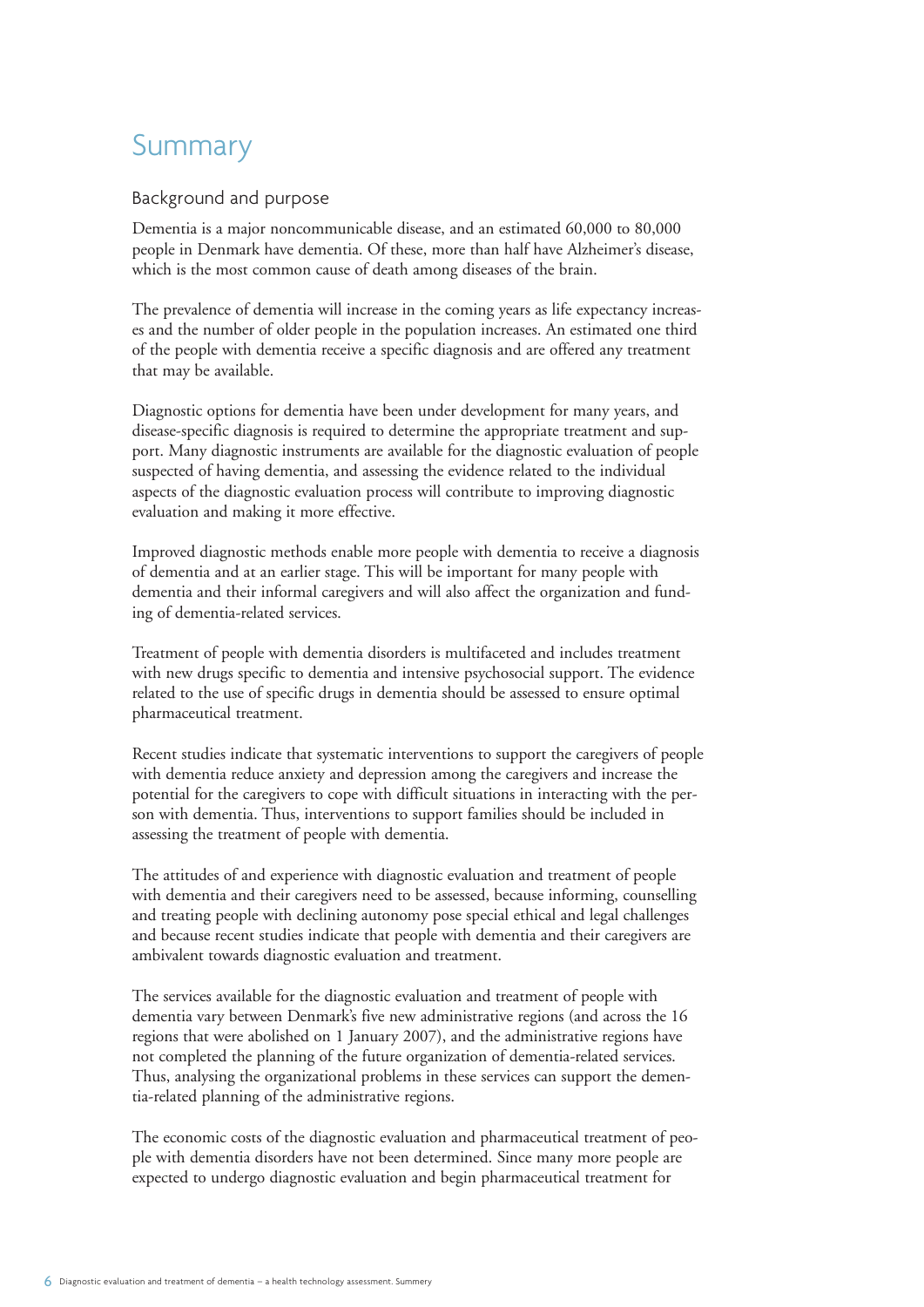# Summary

## Background and purpose

Dementia is a major noncommunicable disease, and an estimated 60,000 to 80,000 people in Denmark have dementia. Of these, more than half have Alzheimer's disease, which is the most common cause of death among diseases of the brain.

The prevalence of dementia will increase in the coming years as life expectancy increases and the number of older people in the population increases. An estimated one third of the people with dementia receive a specific diagnosis and are offered any treatment that may be available.

Diagnostic options for dementia have been under development for many years, and disease-specific diagnosis is required to determine the appropriate treatment and support. Many diagnostic instruments are available for the diagnostic evaluation of people suspected of having dementia, and assessing the evidence related to the individual aspects of the diagnostic evaluation process will contribute to improving diagnostic evaluation and making it more effective.

Improved diagnostic methods enable more people with dementia to receive a diagnosis of dementia and at an earlier stage. This will be important for many people with dementia and their informal caregivers and will also affect the organization and funding of dementia-related services.

Treatment of people with dementia disorders is multifaceted and includes treatment with new drugs specific to dementia and intensive psychosocial support. The evidence related to the use of specific drugs in dementia should be assessed to ensure optimal pharmaceutical treatment.

Recent studies indicate that systematic interventions to support the caregivers of people with dementia reduce anxiety and depression among the caregivers and increase the potential for the caregivers to cope with difficult situations in interacting with the person with dementia. Thus, interventions to support families should be included in assessing the treatment of people with dementia.

The attitudes of and experience with diagnostic evaluation and treatment of people with dementia and their caregivers need to be assessed, because informing, counselling and treating people with declining autonomy pose special ethical and legal challenges and because recent studies indicate that people with dementia and their caregivers are ambivalent towards diagnostic evaluation and treatment.

The services available for the diagnostic evaluation and treatment of people with dementia vary between Denmark's five new administrative regions (and across the 16 regions that were abolished on 1 January 2007), and the administrative regions have not completed the planning of the future organization of dementia-related services. Thus, analysing the organizational problems in these services can support the dementia-related planning of the administrative regions.

The economic costs of the diagnostic evaluation and pharmaceutical treatment of people with dementia disorders have not been determined. Since many more people are expected to undergo diagnostic evaluation and begin pharmaceutical treatment for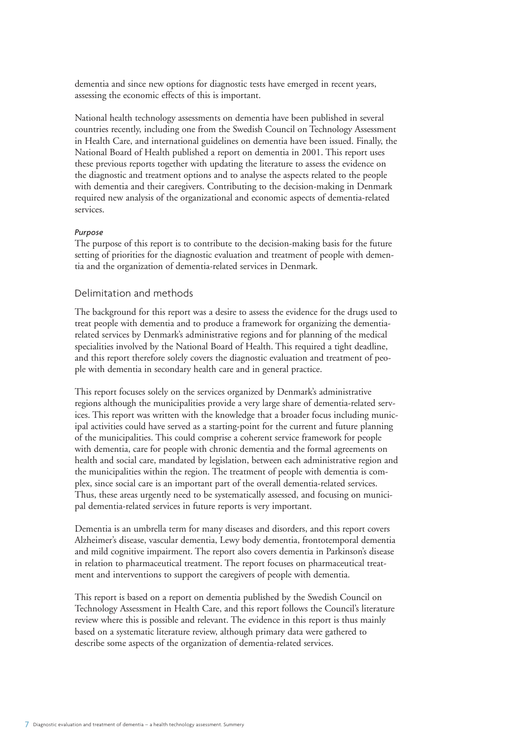dementia and since new options for diagnostic tests have emerged in recent years, assessing the economic effects of this is important.

National health technology assessments on dementia have been published in several countries recently, including one from the Swedish Council on Technology Assessment in Health Care, and international guidelines on dementia have been issued. Finally, the National Board of Health published a report on dementia in 2001. This report uses these previous reports together with updating the literature to assess the evidence on the diagnostic and treatment options and to analyse the aspects related to the people with dementia and their caregivers. Contributing to the decision-making in Denmark required new analysis of the organizational and economic aspects of dementia-related services.

*Purpose*

The purpose of this report is to contribute to the decision-making basis for the future setting of priorities for the diagnostic evaluation and treatment of people with dementia and the organization of dementia-related services in Denmark.

## Delimitation and methods

The background for this report was a desire to assess the evidence for the drugs used to treat people with dementia and to produce a framework for organizing the dementia-related services by Denmark's administrative regions and for planning of the medical specialities involved by the National Board of Health. This required a tight deadline, and this report therefore solely covers the diagnostic evaluation and treatment of people with dementia in secondary health care and in general practice.

This report focuses solely on the services organized by Denmark's administrative regions although the municipalities provide a very large share of dementia-related services. This report was written with the knowledge that a broader focus including municipal activities could have served as a starting-point for the current and future planning of the municipalities. This could comprise a coherent service framework for people with dementia, care for people with chronic dementia and the formal agreements on health and social care, mandated by legislation, between each administrative region and the municipalities within the region. The treatment of people with dementia is complex, since social care is an important part of the overall dementia-related services. Thus, these areas urgently need to be systematically assessed, and focusing on municipal dementia-related services in future reports is very important.

Dementia is an umbrella term for many diseases and disorders, and this report covers Alzheimer's disease, vascular dementia, Lewy body dementia, frontotemporal dementia and mild cognitive impairment. The report also covers dementia in Parkinson's disease in relation to pharmaceutical treatment. The report focuses on pharmaceutical treatment and interventions to support the caregivers of people with dementia.

This report is based on a report on dementia published by the Swedish Council on Technology Assessment in Health Care, and this report follows the Council's literature review where this is possible and relevant. The evidence in this report is thus mainly based on a systematic literature review, although primary data were gathered to describe some aspects of the organization of dementia-related services.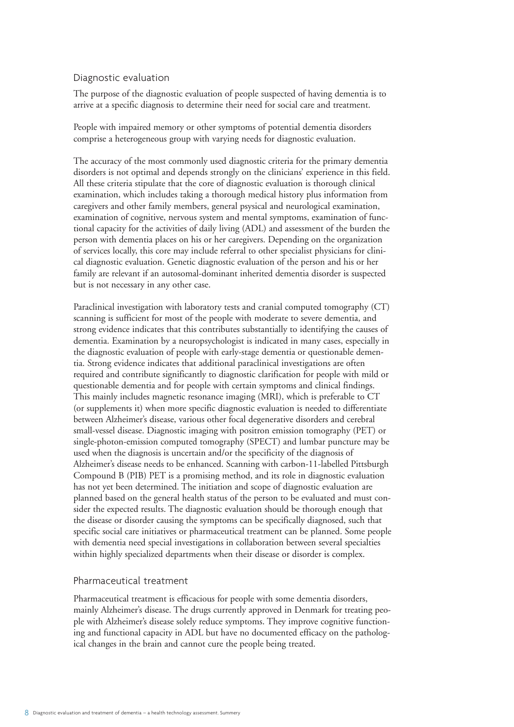## Diagnostic evaluation

The purpose of the diagnostic evaluation of people suspected of having dementia is to arrive at a specific diagnosis to determine their need for social care and treatment.

People with impaired memory or other symptoms of potential dementia disorders comprise a heterogeneous group with varying needs for diagnostic evaluation.

The accuracy of the most commonly used diagnostic criteria for the primary dementia disorders is not optimal and depends strongly on the clinicians' experience in this field. All these criteria stipulate that the core of diagnostic evaluation is thorough clinical examination, which includes taking a thorough medical history plus information from caregivers and other family members, general psysical and neurological examination, examination of cognitive, nervous system and mental symptoms, examination of functional capacity for the activities of daily living (ADL) and assessment of the burden the person with dementia places on his or her caregivers. Depending on the organization of services locally, this core may include referral to other specialist physicians for clinical diagnostic evaluation. Genetic diagnostic evaluation of the person and his or her family are relevant if an autosomal-dominant inherited dementia disorder is suspected but is not necessary in any other case.

Paraclinical investigation with laboratory tests and cranial computed tomography (CT) scanning is sufficient for most of the people with moderate to severe dementia, and strong evidence indicates that this contributes substantially to identifying the causes of dementia. Examination by a neuropsychologist is indicated in many cases, especially in the diagnostic evaluation of people with early-stage dementia or questionable dementia. Strong evidence indicates that additional paraclinical investigations are often required and contribute significantly to diagnostic clarification for people with mild or questionable dementia and for people with certain symptoms and clinical findings. This mainly includes magnetic resonance imaging (MRI), which is preferable to CT (or supplements it) when more specific diagnostic evaluation is needed to differentiate between Alzheimer's disease, various other focal degenerative disorders and cerebral small-vessel disease. Diagnostic imaging with positron emission tomography (PET) or single-photon-emission computed tomography (SPECT) and lumbar puncture may be used when the diagnosis is uncertain and/or the specificity of the diagnosis of Alzheimer's disease needs to be enhanced. Scanning with carbon-11-labelled Pittsburgh Compound B (PIB) PET is a promising method, and its role in diagnostic evaluation has not yet been determined. The initiation and scope of diagnostic evaluation are planned based on the general health status of the person to be evaluated and must consider the expected results. The diagnostic evaluation should be thorough enough that the disease or disorder causing the symptoms can be specifically diagnosed, such that specific social care initiatives or pharmaceutical treatment can be planned. Some people with dementia need special investigations in collaboration between several specialties within highly specialized departments when their disease or disorder is complex.

## Pharmaceutical treatment

Pharmaceutical treatment is efficacious for people with some dementia disorders, mainly Alzheimer's disease. The drugs currently approved in Denmark for treating people with Alzheimer's disease solely reduce symptoms. They improve cognitive functioning and functional capacity in ADL but have no documented efficacy on the pathological changes in the brain and cannot cure the people being treated.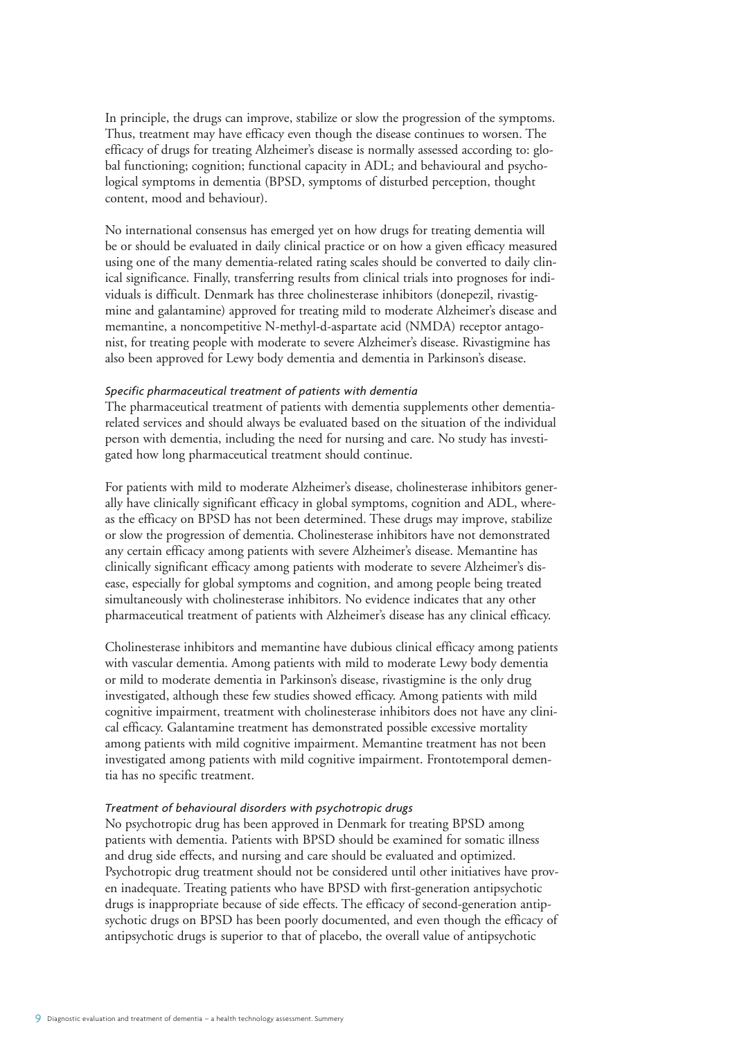In principle, the drugs can improve, stabilize or slow the progression of the symptoms. Thus, treatment may have efficacy even though the disease continues to worsen. The efficacy of drugs for treating Alzheimer's disease is normally assessed according to: global functioning; cognition; functional capacity in ADL; and behavioural and psychological symptoms in dementia (BPSD, symptoms of disturbed perception, thought content, mood and behaviour).

No international consensus has emerged yet on how drugs for treating dementia will be or should be evaluated in daily clinical practice or on how a given efficacy measured using one of the many dementia-related rating scales should be converted to daily clinical significance. Finally, transferring results from clinical trials into prognoses for individuals is difficult. Denmark has three cholinesterase inhibitors (donepezil, rivastigmine and galantamine) approved for treating mild to moderate Alzheimer's disease and memantine, a noncompetitive N-methyl-d-aspartate acid (NMDA) receptor antagonist, for treating people with moderate to severe Alzheimer's disease. Rivastigmine has also been approved for Lewy body dementia and dementia in Parkinson's disease.

*Specific pharmaceutical treatment of patients with dementia*

The pharmaceutical treatment of patients with dementia supplements other dementia-related services and should always be evaluated based on the situation of the individual person with dementia, including the need for nursing and care. No study has investigated how long pharmaceutical treatment should continue.

For patients with mild to moderate Alzheimer's disease, cholinesterase inhibitors generally have clinically significant efficacy in global symptoms, cognition and ADL, whereas the efficacy on BPSD has not been determined. These drugs may improve, stabilize or slow the progression of dementia. Cholinesterase inhibitors have not demonstrated any certain efficacy among patients with severe Alzheimer's disease. Memantine has clinically significant efficacy among patients with moderate to severe Alzheimer's disease, especially for global symptoms and cognition, and among people being treated simultaneously with cholinesterase inhibitors. No evidence indicates that any other pharmaceutical treatment of patients with Alzheimer's disease has any clinical efficacy.

Cholinesterase inhibitors and memantine have dubious clinical efficacy among patients with vascular dementia. Among patients with mild to moderate Lewy body dementia or mild to moderate dementia in Parkinson's disease, rivastigmine is the only drug investigated, although these few studies showed efficacy. Among patients with mild cognitive impairment, treatment with cholinesterase inhibitors does not have any clinical efficacy. Galantamine treatment has demonstrated possible excessive mortality among patients with mild cognitive impairment. Memantine treatment has not been investigated among patients with mild cognitive impairment. Frontotemporal dementia has no specific treatment.

*Treatment of behavioural disorders with psychotropic drugs*

No psychotropic drug has been approved in Denmark for treating BPSD among patients with dementia. Patients with BPSD should be examined for somatic illness and drug side effects, and nursing and care should be evaluated and optimized. Psychotropic drug treatment should not be considered until other initiatives have proven inadequate. Treating patients who have BPSD with first-generation antipsychotic drugs is inappropriate because of side effects. The efficacy of second-generation antipsychotic drugs on BPSD has been poorly documented, and even though the efficacy of antipsychotic drugs is superior to that of placebo, the overall value of antipsychotic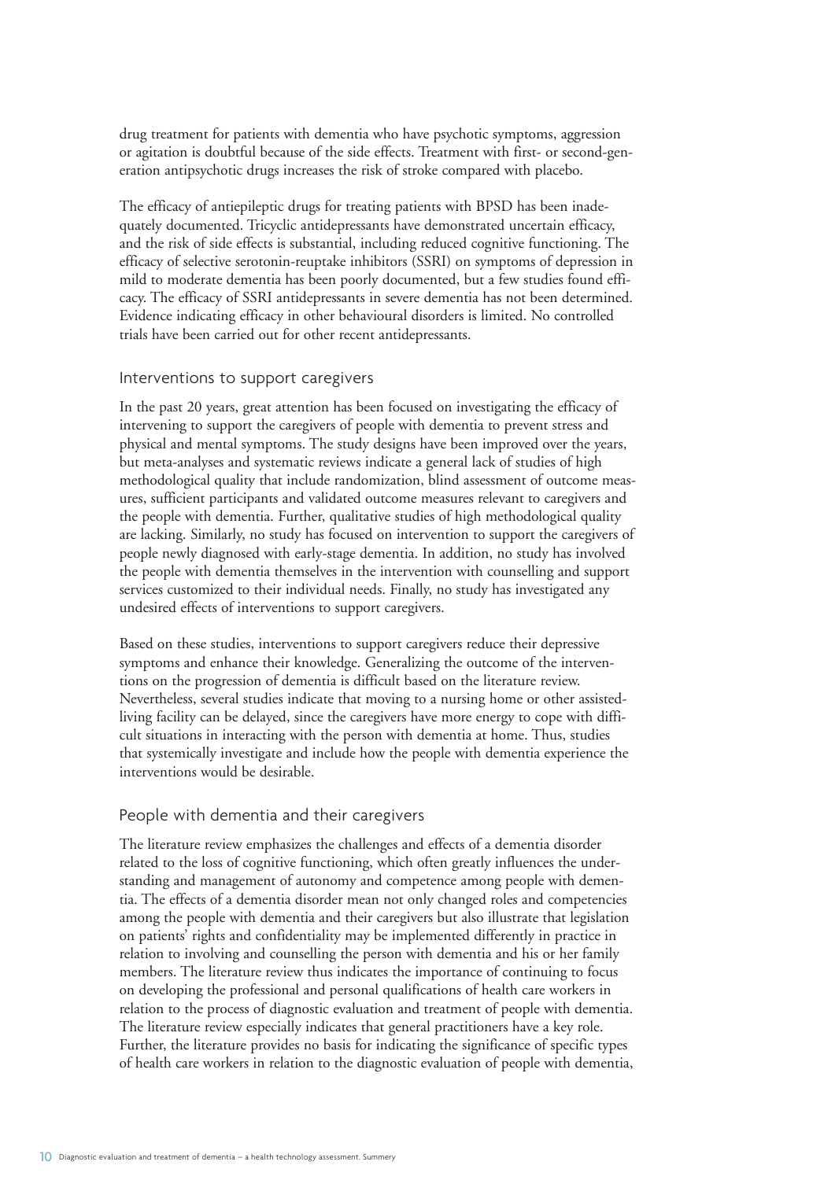drug treatment for patients with dementia who have psychotic symptoms, aggression or agitation is doubtful because of the side effects. Treatment with first- or second-generation antipsychotic drugs increases the risk of stroke compared with placebo.

The efficacy of antiepileptic drugs for treating patients with BPSD has been inadequately documented. Tricyclic antidepressants have demonstrated uncertain efficacy, and the risk of side effects is substantial, including reduced cognitive functioning. The efficacy of selective serotonin-reuptake inhibitors (SSRI) on symptoms of depression in mild to moderate dementia has been poorly documented, but a few studies found efficacy. The efficacy of SSRI antidepressants in severe dementia has not been determined. Evidence indicating efficacy in other behavioural disorders is limited. No controlled trials have been carried out for other recent antidepressants.

## Interventions to support caregivers

In the past 20 years, great attention has been focused on investigating the efficacy of intervening to support the caregivers of people with dementia to prevent stress and physical and mental symptoms. The study designs have been improved over the years, but meta-analyses and systematic reviews indicate a general lack of studies of high methodological quality that include randomization, blind assessment of outcome measures, sufficient participants and validated outcome measures relevant to caregivers and the people with dementia. Further, qualitative studies of high methodological quality are lacking. Similarly, no study has focused on intervention to support the caregivers of people newly diagnosed with early-stage dementia. In addition, no study has involved the people with dementia themselves in the intervention with counselling and support services customized to their individual needs. Finally, no study has investigated any undesired effects of interventions to support caregivers.

Based on these studies, interventions to support caregivers reduce their depressive symptoms and enhance their knowledge. Generalizing the outcome of the interventions on the progression of dementia is difficult based on the literature review. Nevertheless, several studies indicate that moving to a nursing home or other assisted-living facility can be delayed, since the caregivers have more energy to cope with difficult situations in interacting with the person with dementia at home. Thus, studies that systemically investigate and include how the people with dementia experience the interventions would be desirable.

## People with dementia and their caregivers

The literature review emphasizes the challenges and effects of a dementia disorder related to the loss of cognitive functioning, which often greatly influences the understanding and management of autonomy and competence among people with dementia. The effects of a dementia disorder mean not only changed roles and competencies among the people with dementia and their caregivers but also illustrate that legislation on patients' rights and confidentiality may be implemented differently in practice in relation to involving and counselling the person with dementia and his or her family members. The literature review thus indicates the importance of continuing to focus on developing the professional and personal qualifications of health care workers in relation to the process of diagnostic evaluation and treatment of people with dementia. The literature review especially indicates that general practitioners have a key role. Further, the literature provides no basis for indicating the significance of specific types of health care workers in relation to the diagnostic evaluation of people with dementia,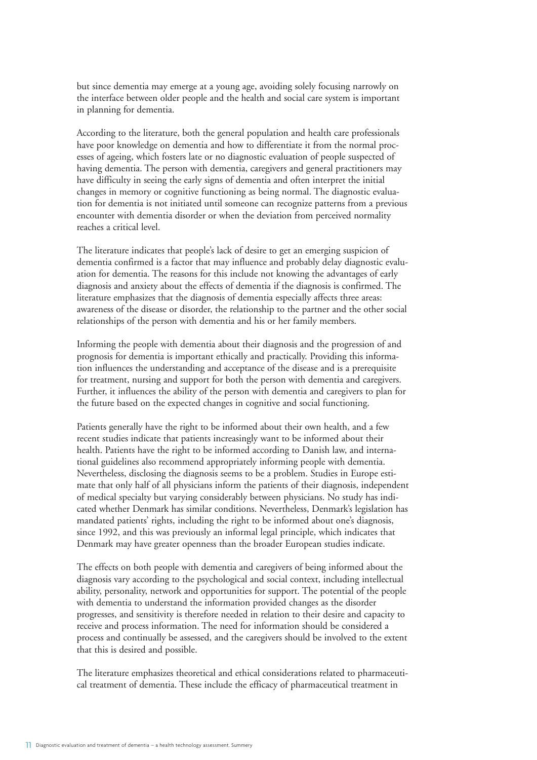but since dementia may emerge at a young age, avoiding solely focusing narrowly on the interface between older people and the health and social care system is important in planning for dementia.

According to the literature, both the general population and health care professionals have poor knowledge on dementia and how to differentiate it from the normal processes of ageing, which fosters late or no diagnostic evaluation of people suspected of having dementia. The person with dementia, caregivers and general practitioners may have difficulty in seeing the early signs of dementia and often interpret the initial changes in memory or cognitive functioning as being normal. The diagnostic evaluation for dementia is not initiated until someone can recognize patterns from a previous encounter with dementia disorder or when the deviation from perceived normality reaches a critical level.

The literature indicates that people's lack of desire to get an emerging suspicion of dementia confirmed is a factor that may influence and probably delay diagnostic evaluation for dementia. The reasons for this include not knowing the advantages of early diagnosis and anxiety about the effects of dementia if the diagnosis is confirmed. The literature emphasizes that the diagnosis of dementia especially affects three areas: awareness of the disease or disorder, the relationship to the partner and the other social relationships of the person with dementia and his or her family members.

Informing the people with dementia about their diagnosis and the progression of and prognosis for dementia is important ethically and practically. Providing this information influences the understanding and acceptance of the disease and is a prerequisite for treatment, nursing and support for both the person with dementia and caregivers. Further, it influences the ability of the person with dementia and caregivers to plan for the future based on the expected changes in cognitive and social functioning.

Patients generally have the right to be informed about their own health, and a few recent studies indicate that patients increasingly want to be informed about their health. Patients have the right to be informed according to Danish law, and international guidelines also recommend appropriately informing people with dementia. Nevertheless, disclosing the diagnosis seems to be a problem. Studies in Europe estimate that only half of all physicians inform the patients of their diagnosis, independent of medical specialty but varying considerably between physicians. No study has indicated whether Denmark has similar conditions. Nevertheless, Denmark's legislation has mandated patients' rights, including the right to be informed about one's diagnosis, since 1992, and this was previously an informal legal principle, which indicates that Denmark may have greater openness than the broader European studies indicate.

The effects on both people with dementia and caregivers of being informed about the diagnosis vary according to the psychological and social context, including intellectual ability, personality, network and opportunities for support. The potential of the people with dementia to understand the information provided changes as the disorder progresses, and sensitivity is therefore needed in relation to their desire and capacity to receive and process information. The need for information should be considered a process and continually be assessed, and the caregivers should be involved to the extent that this is desired and possible.

The literature emphasizes theoretical and ethical considerations related to pharmaceutical treatment of dementia. These include the efficacy of pharmaceutical treatment in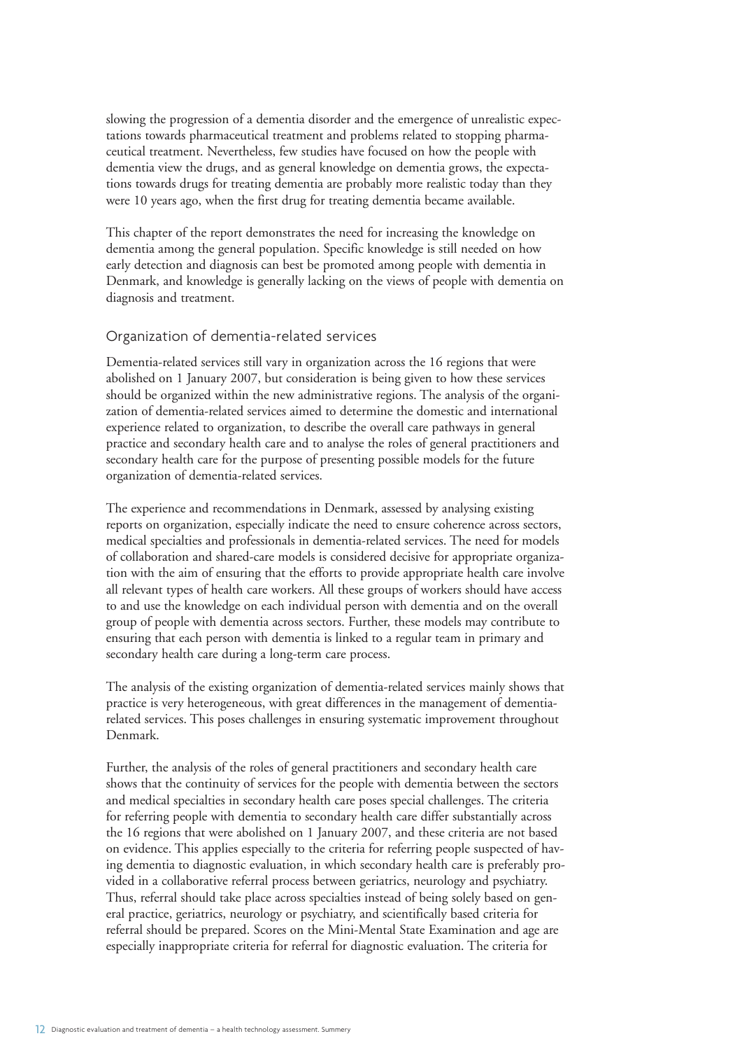slowing the progression of a dementia disorder and the emergence of unrealistic expectations towards pharmaceutical treatment and problems related to stopping pharmaceutical treatment. Nevertheless, few studies have focused on how the people with dementia view the drugs, and as general knowledge on dementia grows, the expectations towards drugs for treating dementia are probably more realistic today than they were 10 years ago, when the first drug for treating dementia became available.

This chapter of the report demonstrates the need for increasing the knowledge on dementia among the general population. Specific knowledge is still needed on how early detection and diagnosis can best be promoted among people with dementia in Denmark, and knowledge is generally lacking on the views of people with dementia on diagnosis and treatment.

## Organization of dementia-related services

Dementia-related services still vary in organization across the 16 regions that were abolished on 1 January 2007, but consideration is being given to how these services should be organized within the new administrative regions. The analysis of the organization of dementia-related services aimed to determine the domestic and international experience related to organization, to describe the overall care pathways in general practice and secondary health care and to analyse the roles of general practitioners and secondary health care for the purpose of presenting possible models for the future organization of dementia-related services.

The experience and recommendations in Denmark, assessed by analysing existing reports on organization, especially indicate the need to ensure coherence across sectors, medical specialties and professionals in dementia-related services. The need for models of collaboration and shared-care models is considered decisive for appropriate organization with the aim of ensuring that the efforts to provide appropriate health care involve all relevant types of health care workers. All these groups of workers should have access to and use the knowledge on each individual person with dementia and on the overall group of people with dementia across sectors. Further, these models may contribute to ensuring that each person with dementia is linked to a regular team in primary and secondary health care during a long-term care process.

The analysis of the existing organization of dementia-related services mainly shows that practice is very heterogeneous, with great differences in the management of dementia-related services. This poses challenges in ensuring systematic improvement throughout Denmark.

Further, the analysis of the roles of general practitioners and secondary health care shows that the continuity of services for the people with dementia between the sectors and medical specialties in secondary health care poses special challenges. The criteria for referring people with dementia to secondary health care differ substantially across the 16 regions that were abolished on 1 January 2007, and these criteria are not based on evidence. This applies especially to the criteria for referring people suspected of having dementia to diagnostic evaluation, in which secondary health care is preferably provided in a collaborative referral process between geriatrics, neurology and psychiatry. Thus, referral should take place across specialties instead of being solely based on general practice, geriatrics, neurology or psychiatry, and scientifically based criteria for referral should be prepared. Scores on the Mini-Mental State Examination and age are especially inappropriate criteria for referral for diagnostic evaluation. The criteria for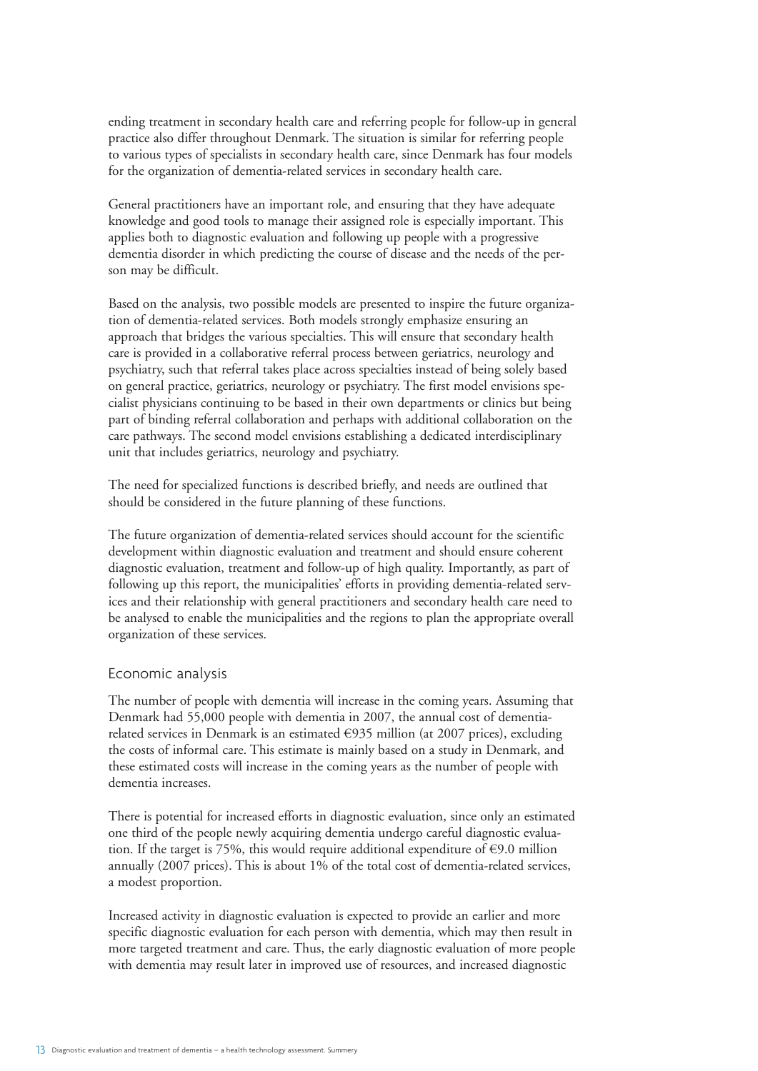ending treatment in secondary health care and referring people for follow-up in general practice also differ throughout Denmark. The situation is similar for referring people to various types of specialists in secondary health care, since Denmark has four models for the organization of dementia-related services in secondary health care.

General practitioners have an important role, and ensuring that they have adequate knowledge and good tools to manage their assigned role is especially important. This applies both to diagnostic evaluation and following up people with a progressive dementia disorder in which predicting the course of disease and the needs of the person may be difficult.

Based on the analysis, two possible models are presented to inspire the future organization of dementia-related services. Both models strongly emphasize ensuring an approach that bridges the various specialties. This will ensure that secondary health care is provided in a collaborative referral process between geriatrics, neurology and psychiatry, such that referral takes place across specialties instead of being solely based on general practice, geriatrics, neurology or psychiatry. The first model envisions specialist physicians continuing to be based in their own departments or clinics but being part of binding referral collaboration and perhaps with additional collaboration on the care pathways. The second model envisions establishing a dedicated interdisciplinary unit that includes geriatrics, neurology and psychiatry.

The need for specialized functions is described briefly, and needs are outlined that should be considered in the future planning of these functions.

The future organization of dementia-related services should account for the scientific development within diagnostic evaluation and treatment and should ensure coherent diagnostic evaluation, treatment and follow-up of high quality. Importantly, as part of following up this report, the municipalities' efforts in providing dementia-related services and their relationship with general practitioners and secondary health care need to be analysed to enable the municipalities and the regions to plan the appropriate overall organization of these services.

## Economic analysis

The number of people with dementia will increase in the coming years. Assuming that Denmark had 55,000 people with dementia in 2007, the annual cost of dementia-related services in Denmark is an estimated €935 million (at 2007 prices), excluding the costs of informal care. This estimate is mainly based on a study in Denmark, and these estimated costs will increase in the coming years as the number of people with dementia increases.

There is potential for increased efforts in diagnostic evaluation, since only an estimated one third of the people newly acquiring dementia undergo careful diagnostic evaluation. If the target is 75%, this would require additional expenditure of €9.0 million annually (2007 prices). This is about 1% of the total cost of dementia-related services, a modest proportion.

Increased activity in diagnostic evaluation is expected to provide an earlier and more specific diagnostic evaluation for each person with dementia, which may then result in more targeted treatment and care. Thus, the early diagnostic evaluation of more people with dementia may result later in improved use of resources, and increased diagnostic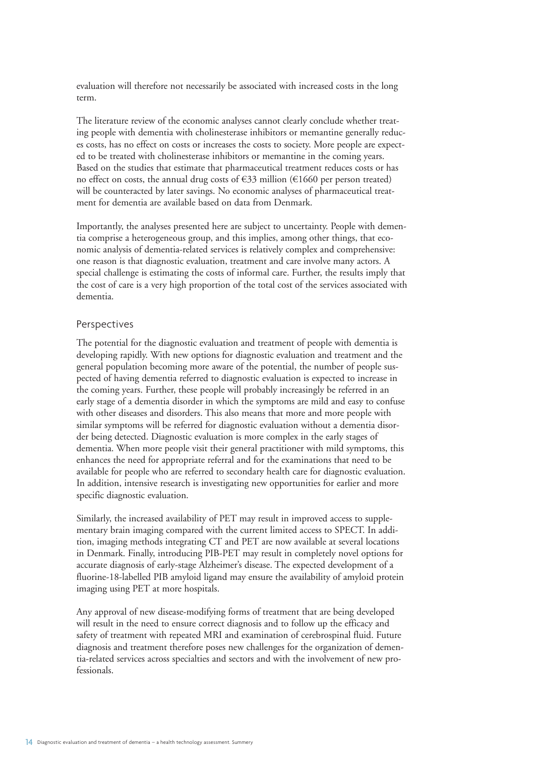evaluation will therefore not necessarily be associated with increased costs in the long term.

The literature review of the economic analyses cannot clearly conclude whether treating people with dementia with cholinesterase inhibitors or memantine generally reduces costs, has no effect on costs or increases the costs to society. More people are expected to be treated with cholinesterase inhibitors or memantine in the coming years. Based on the studies that estimate that pharmaceutical treatment reduces costs or has no effect on costs, the annual drug costs of €33 million (€1660 per person treated) will be counteracted by later savings. No economic analyses of pharmaceutical treatment for dementia are available based on data from Denmark.

Importantly, the analyses presented here are subject to uncertainty. People with dementia comprise a heterogeneous group, and this implies, among other things, that economic analysis of dementia-related services is relatively complex and comprehensive: one reason is that diagnostic evaluation, treatment and care involve many actors. A special challenge is estimating the costs of informal care. Further, the results imply that the cost of care is a very high proportion of the total cost of the services associated with dementia.

## Perspectives

The potential for the diagnostic evaluation and treatment of people with dementia is developing rapidly. With new options for diagnostic evaluation and treatment and the general population becoming more aware of the potential, the number of people suspected of having dementia referred to diagnostic evaluation is expected to increase in the coming years. Further, these people will probably increasingly be referred in an early stage of a dementia disorder in which the symptoms are mild and easy to confuse with other diseases and disorders. This also means that more and more people with similar symptoms will be referred for diagnostic evaluation without a dementia disorder being detected. Diagnostic evaluation is more complex in the early stages of dementia. When more people visit their general practitioner with mild symptoms, this enhances the need for appropriate referral and for the examinations that need to be available for people who are referred to secondary health care for diagnostic evaluation. In addition, intensive research is investigating new opportunities for earlier and more specific diagnostic evaluation.

Similarly, the increased availability of PET may result in improved access to supplementary brain imaging compared with the current limited access to SPECT. In addition, imaging methods integrating CT and PET are now available at several locations in Denmark. Finally, introducing PIB-PET may result in completely novel options for accurate diagnosis of early-stage Alzheimer's disease. The expected development of a fluorine-18-labelled PIB amyloid ligand may ensure the availability of amyloid protein imaging using PET at more hospitals.

Any approval of new disease-modifying forms of treatment that are being developed will result in the need to ensure correct diagnosis and to follow up the efficacy and safety of treatment with repeated MRI and examination of cerebrospinal fluid. Future diagnosis and treatment therefore poses new challenges for the organization of dementia-related services across specialties and sectors and with the involvement of new professionals.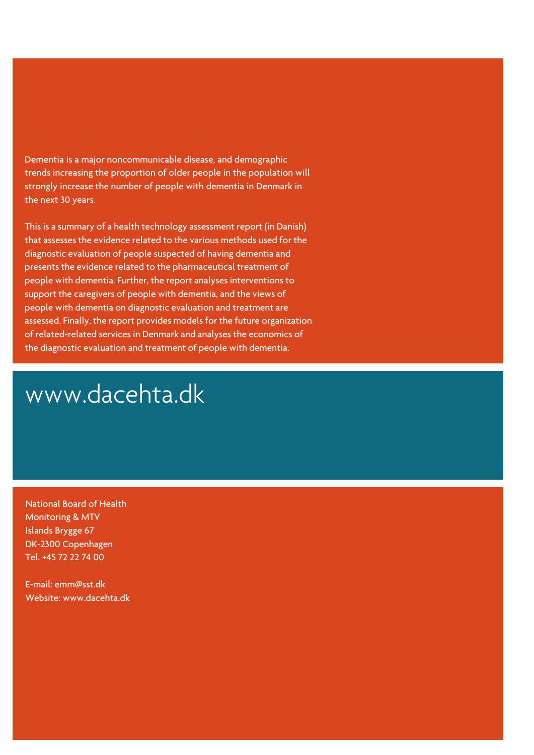Dementia is a major noncommunicable disease, and demographic trends increasing the proportion of older people in the population will strongly increase the number of people with dementia in Denmark in the next 30 years.

This is a summary of a health technology assessment report (in Danish) that assesses the evidence related to the various methods used for the diagnostic evaluation of people suspected of having dementia and presents the evidence related to the pharmaceutical treatment of people with dementia. Further, the report analyses interventions to support the caregivers of people with dementia, and the views of people with dementia on diagnostic evaluation and treatment are assessed. Finally, the report provides models for the future organization of related-related services in Denmark and analyses the economics of the diagnostic evaluation and treatment of people with dementia.

# www.dacehta.dk

National Board of Health
Monitoring & MTV
Islands Brygge 67
DK-2300 Copenhagen
Tel. +45 72 22 74 00

E-mail: emm@sst.dk
Website: www.dacehta.dk